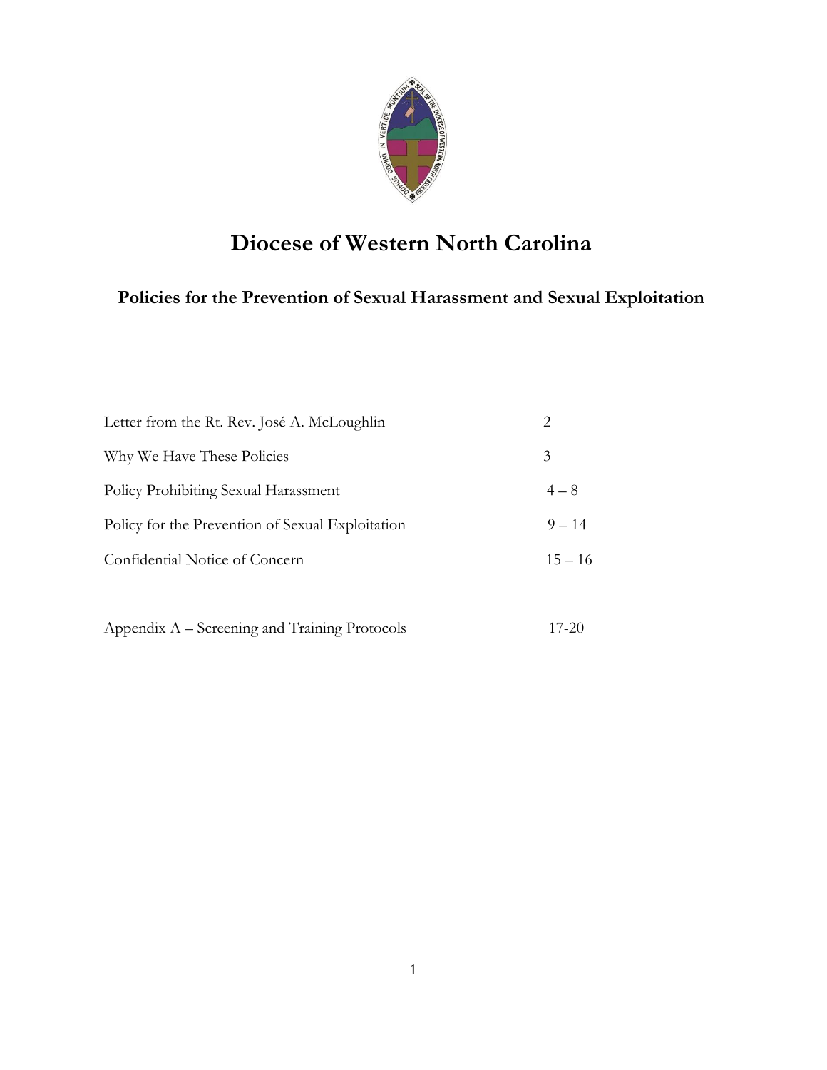# Diocese of Western North Carolina

## Policies for the Prevention of Sexual Harassment and Sexual Exploitation

| | |
|---|---|
| Letter from the Rt. Rev. José A. McLoughlin | 2 |
| Why We Have These Policies | 3 |
| Policy Prohibiting Sexual Harassment | 4 – 8 |
| Policy for the Prevention of Sexual Exploitation | 9 – 14 |
| Confidential Notice of Concern | 15 – 16 |
| Appendix A – Screening and Training Protocols | 17-20 |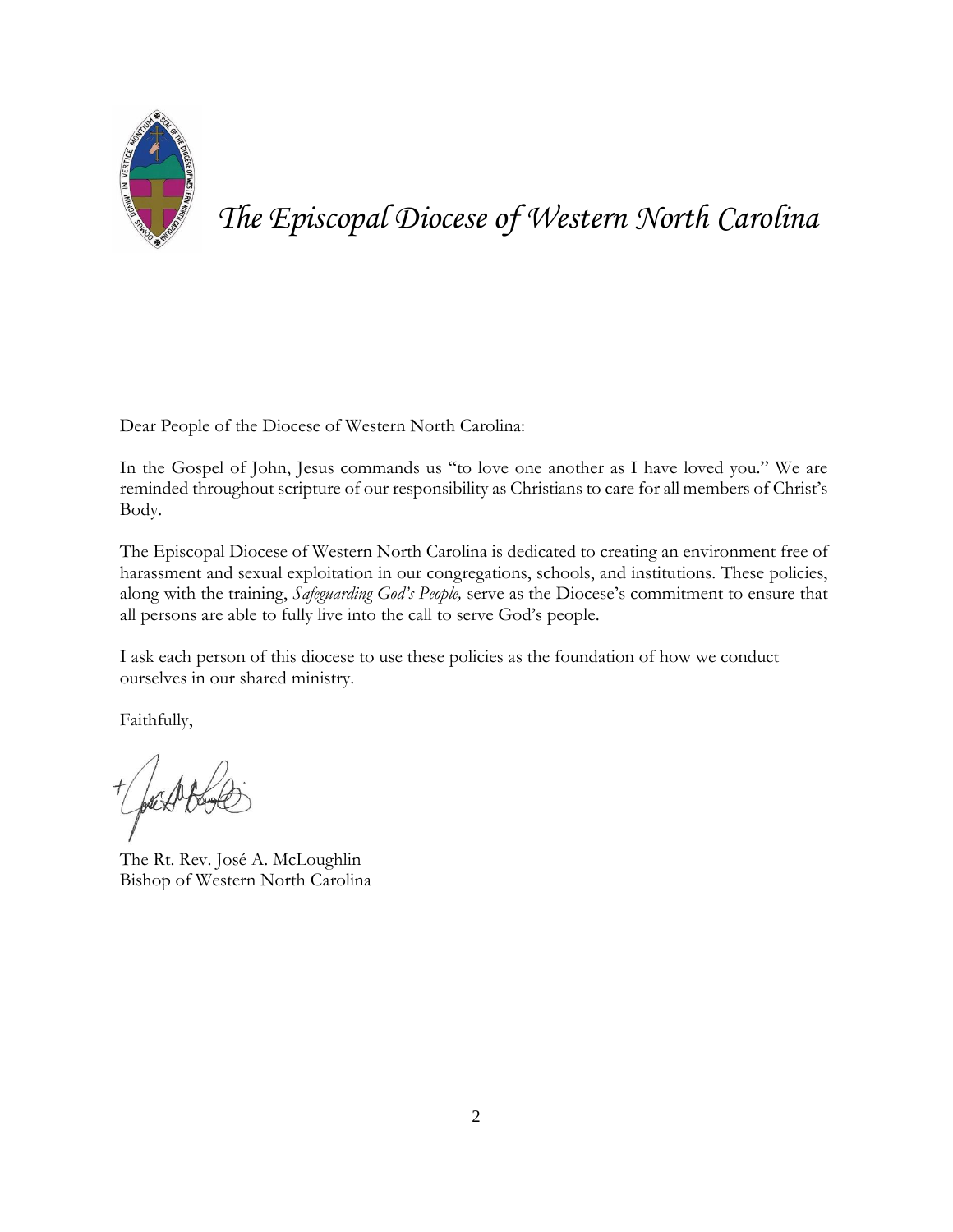# *The Episcopal Diocese of Western North Carolina*

Dear People of the Diocese of Western North Carolina:

In the Gospel of John, Jesus commands us "to love one another as I have loved you." We are reminded throughout scripture of our responsibility as Christians to care for all members of Christ's Body.

The Episcopal Diocese of Western North Carolina is dedicated to creating an environment free of harassment and sexual exploitation in our congregations, schools, and institutions. These policies, along with the training, *Safeguarding God's People,* serve as the Diocese's commitment to ensure that all persons are able to fully live into the call to serve God's people.

I ask each person of this diocese to use these policies as the foundation of how we conduct ourselves in our shared ministry.

Faithfully,

The Rt. Rev. José A. McLoughlin
Bishop of Western North Carolina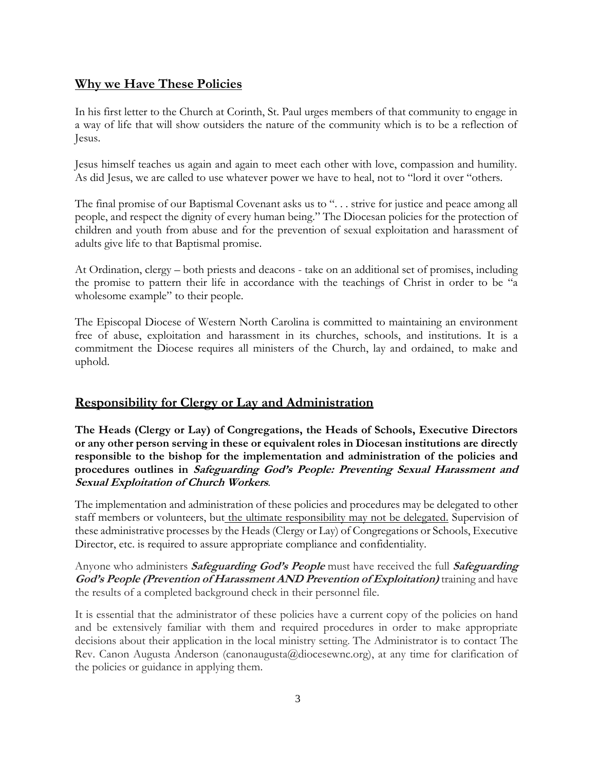## Why we Have These Policies

In his first letter to the Church at Corinth, St. Paul urges members of that community to engage in a way of life that will show outsiders the nature of the community which is to be a reflection of Jesus.

Jesus himself teaches us again and again to meet each other with love, compassion and humility. As did Jesus, we are called to use whatever power we have to heal, not to "lord it over "others.

The final promise of our Baptismal Covenant asks us to ". . . strive for justice and peace among all people, and respect the dignity of every human being." The Diocesan policies for the protection of children and youth from abuse and for the prevention of sexual exploitation and harassment of adults give life to that Baptismal promise.

At Ordination, clergy – both priests and deacons - take on an additional set of promises, including the promise to pattern their life in accordance with the teachings of Christ in order to be "a wholesome example" to their people.

The Episcopal Diocese of Western North Carolina is committed to maintaining an environment free of abuse, exploitation and harassment in its churches, schools, and institutions. It is a commitment the Diocese requires all ministers of the Church, lay and ordained, to make and uphold.

## Responsibility for Clergy or Lay and Administration

**The Heads (Clergy or Lay) of Congregations, the Heads of Schools, Executive Directors or any other person serving in these or equivalent roles in Diocesan institutions are directly responsible to the bishop for the implementation and administration of the policies and procedures outlines in *Safeguarding God's People: Preventing Sexual Harassment and Sexual Exploitation of Church Workers*.**

The implementation and administration of these policies and procedures may be delegated to other staff members or volunteers, but the ultimate responsibility may not be delegated. Supervision of these administrative processes by the Heads (Clergy or Lay) of Congregations or Schools, Executive Director, etc. is required to assure appropriate compliance and confidentiality.

Anyone who administers ***Safeguarding God's People*** must have received the full ***Safeguarding God's People (Prevention of Harassment AND Prevention of Exploitation)*** training and have the results of a completed background check in their personnel file.

It is essential that the administrator of these policies have a current copy of the policies on hand and be extensively familiar with them and required procedures in order to make appropriate decisions about their application in the local ministry setting. The Administrator is to contact The Rev. Canon Augusta Anderson (canonaugusta@diocesewnc.org), at any time for clarification of the policies or guidance in applying them.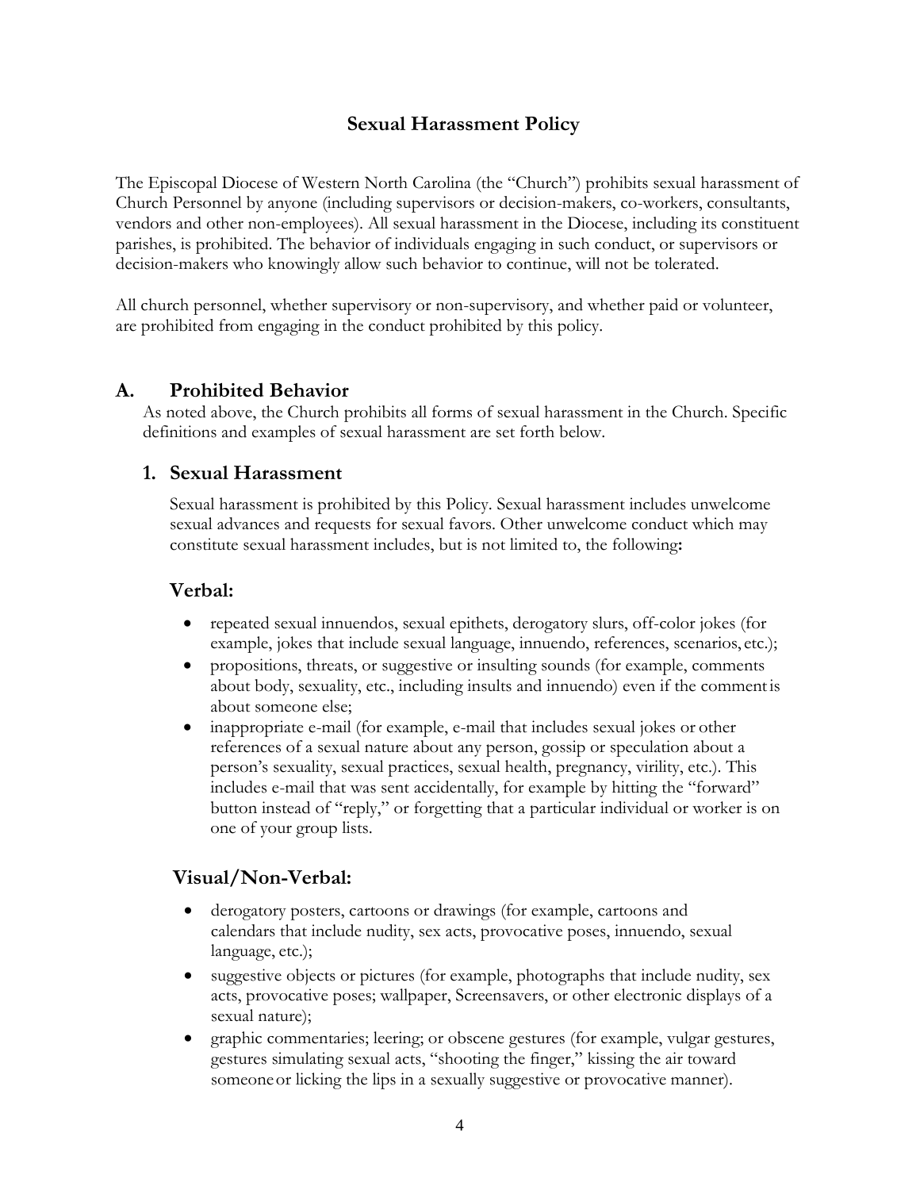## Sexual Harassment Policy

The Episcopal Diocese of Western North Carolina (the "Church") prohibits sexual harassment of Church Personnel by anyone (including supervisors or decision-makers, co-workers, consultants, vendors and other non-employees). All sexual harassment in the Diocese, including its constituent parishes, is prohibited. The behavior of individuals engaging in such conduct, or supervisors or decision-makers who knowingly allow such behavior to continue, will not be tolerated.

All church personnel, whether supervisory or non-supervisory, and whether paid or volunteer, are prohibited from engaging in the conduct prohibited by this policy.

### A. Prohibited Behavior

As noted above, the Church prohibits all forms of sexual harassment in the Church. Specific definitions and examples of sexual harassment are set forth below.

#### 1. Sexual Harassment

Sexual harassment is prohibited by this Policy. Sexual harassment includes unwelcome sexual advances and requests for sexual favors. Other unwelcome conduct which may constitute sexual harassment includes, but is not limited to, the following**:**

**Verbal:**

- repeated sexual innuendos, sexual epithets, derogatory slurs, off-color jokes (for example, jokes that include sexual language, innuendo, references, scenarios, etc.);
- propositions, threats, or suggestive or insulting sounds (for example, comments about body, sexuality, etc., including insults and innuendo) even if the comment is about someone else;
- inappropriate e-mail (for example, e-mail that includes sexual jokes or other references of a sexual nature about any person, gossip or speculation about a person's sexuality, sexual practices, sexual health, pregnancy, virility, etc.). This includes e-mail that was sent accidentally, for example by hitting the "forward" button instead of "reply," or forgetting that a particular individual or worker is on one of your group lists.

**Visual/Non-Verbal:**

- derogatory posters, cartoons or drawings (for example, cartoons and calendars that include nudity, sex acts, provocative poses, innuendo, sexual language, etc.);
- suggestive objects or pictures (for example, photographs that include nudity, sex acts, provocative poses; wallpaper, Screensavers, or other electronic displays of a sexual nature);
- graphic commentaries; leering; or obscene gestures (for example, vulgar gestures, gestures simulating sexual acts, "shooting the finger," kissing the air toward someone or licking the lips in a sexually suggestive or provocative manner).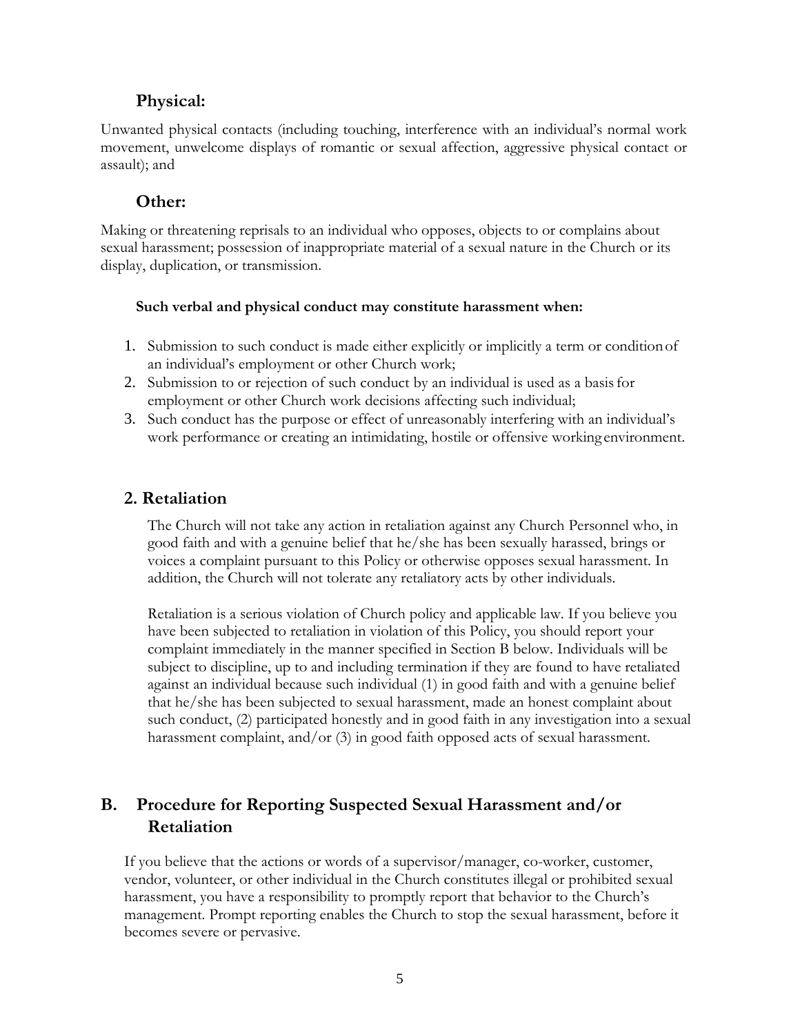### Physical:

Unwanted physical contacts (including touching, interference with an individual's normal work movement, unwelcome displays of romantic or sexual affection, aggressive physical contact or assault); and

### Other:

Making or threatening reprisals to an individual who opposes, objects to or complains about sexual harassment; possession of inappropriate material of a sexual nature in the Church or its display, duplication, or transmission.

**Such verbal and physical conduct may constitute harassment when:**

1. Submission to such conduct is made either explicitly or implicitly a term or condition of an individual's employment or other Church work;
2. Submission to or rejection of such conduct by an individual is used as a basis for employment or other Church work decisions affecting such individual;
3. Such conduct has the purpose or effect of unreasonably interfering with an individual's work performance or creating an intimidating, hostile or offensive working environment.

### 2. Retaliation

The Church will not take any action in retaliation against any Church Personnel who, in good faith and with a genuine belief that he/she has been sexually harassed, brings or voices a complaint pursuant to this Policy or otherwise opposes sexual harassment. In addition, the Church will not tolerate any retaliatory acts by other individuals.

Retaliation is a serious violation of Church policy and applicable law. If you believe you have been subjected to retaliation in violation of this Policy, you should report your complaint immediately in the manner specified in Section B below. Individuals will be subject to discipline, up to and including termination if they are found to have retaliated against an individual because such individual (1) in good faith and with a genuine belief that he/she has been subjected to sexual harassment, made an honest complaint about such conduct, (2) participated honestly and in good faith in any investigation into a sexual harassment complaint, and/or (3) in good faith opposed acts of sexual harassment.

## B. Procedure for Reporting Suspected Sexual Harassment and/or Retaliation

If you believe that the actions or words of a supervisor/manager, co-worker, customer, vendor, volunteer, or other individual in the Church constitutes illegal or prohibited sexual harassment, you have a responsibility to promptly report that behavior to the Church's management. Prompt reporting enables the Church to stop the sexual harassment, before it becomes severe or pervasive.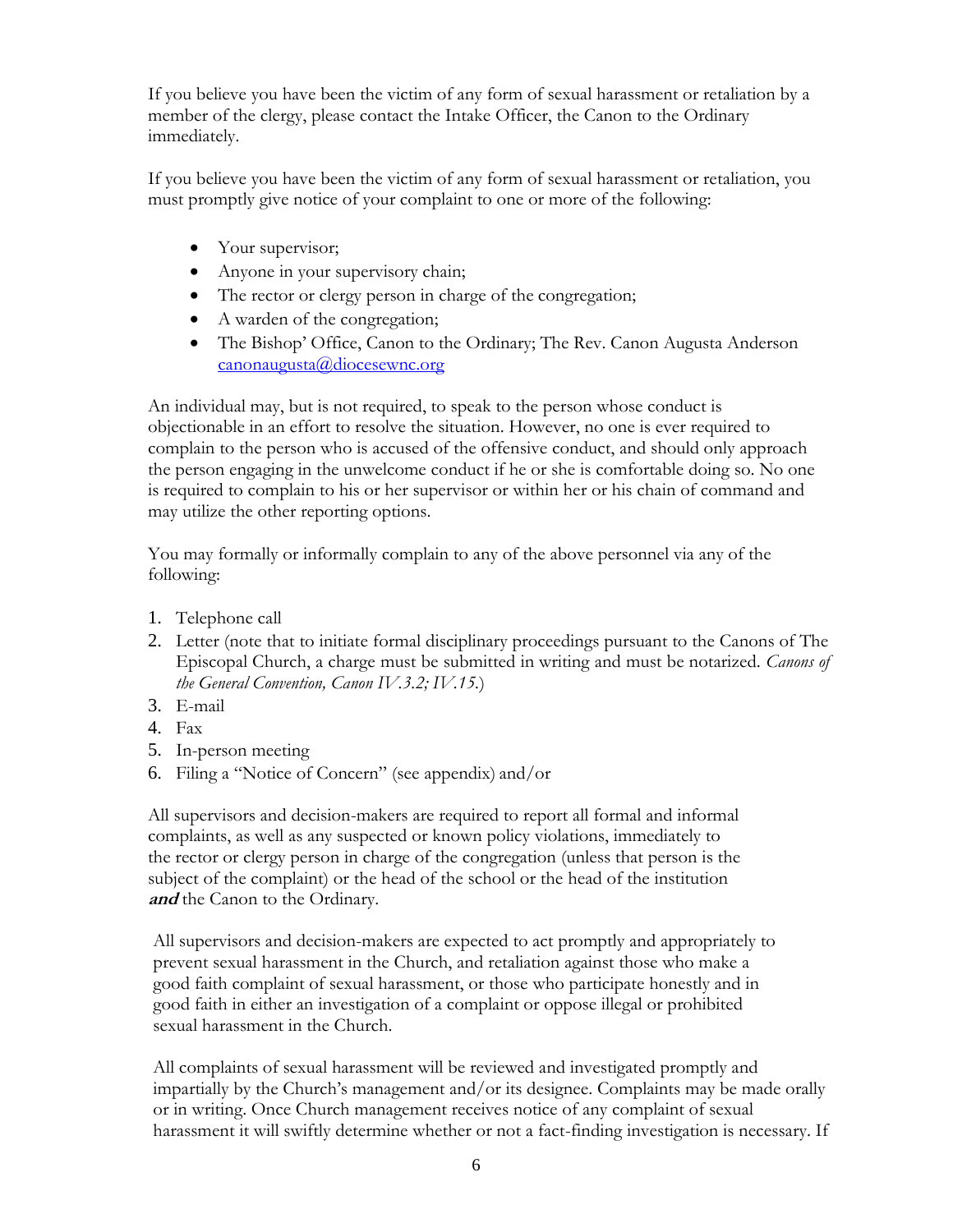If you believe you have been the victim of any form of sexual harassment or retaliation by a member of the clergy, please contact the Intake Officer, the Canon to the Ordinary immediately.

If you believe you have been the victim of any form of sexual harassment or retaliation, you must promptly give notice of your complaint to one or more of the following:

- Your supervisor;
- Anyone in your supervisory chain;
- The rector or clergy person in charge of the congregation;
- A warden of the congregation;
- The Bishop' Office, Canon to the Ordinary; The Rev. Canon Augusta Anderson canonaugusta@diocesewnc.org

An individual may, but is not required, to speak to the person whose conduct is objectionable in an effort to resolve the situation. However, no one is ever required to complain to the person who is accused of the offensive conduct, and should only approach the person engaging in the unwelcome conduct if he or she is comfortable doing so. No one is required to complain to his or her supervisor or within her or his chain of command and may utilize the other reporting options.

You may formally or informally complain to any of the above personnel via any of the following:

1. Telephone call
2. Letter (note that to initiate formal disciplinary proceedings pursuant to the Canons of The Episcopal Church, a charge must be submitted in writing and must be notarized. *Canons of the General Convention, Canon IV.3.2; IV.15.*)
3. E-mail
4. Fax
5. In-person meeting
6. Filing a "Notice of Concern" (see appendix) and/or

All supervisors and decision-makers are required to report all formal and informal complaints, as well as any suspected or known policy violations, immediately to the rector or clergy person in charge of the congregation (unless that person is the subject of the complaint) or the head of the school or the head of the institution ***and*** the Canon to the Ordinary.

All supervisors and decision-makers are expected to act promptly and appropriately to prevent sexual harassment in the Church, and retaliation against those who make a good faith complaint of sexual harassment, or those who participate honestly and in good faith in either an investigation of a complaint or oppose illegal or prohibited sexual harassment in the Church.

All complaints of sexual harassment will be reviewed and investigated promptly and impartially by the Church's management and/or its designee. Complaints may be made orally or in writing. Once Church management receives notice of any complaint of sexual harassment it will swiftly determine whether or not a fact-finding investigation is necessary. If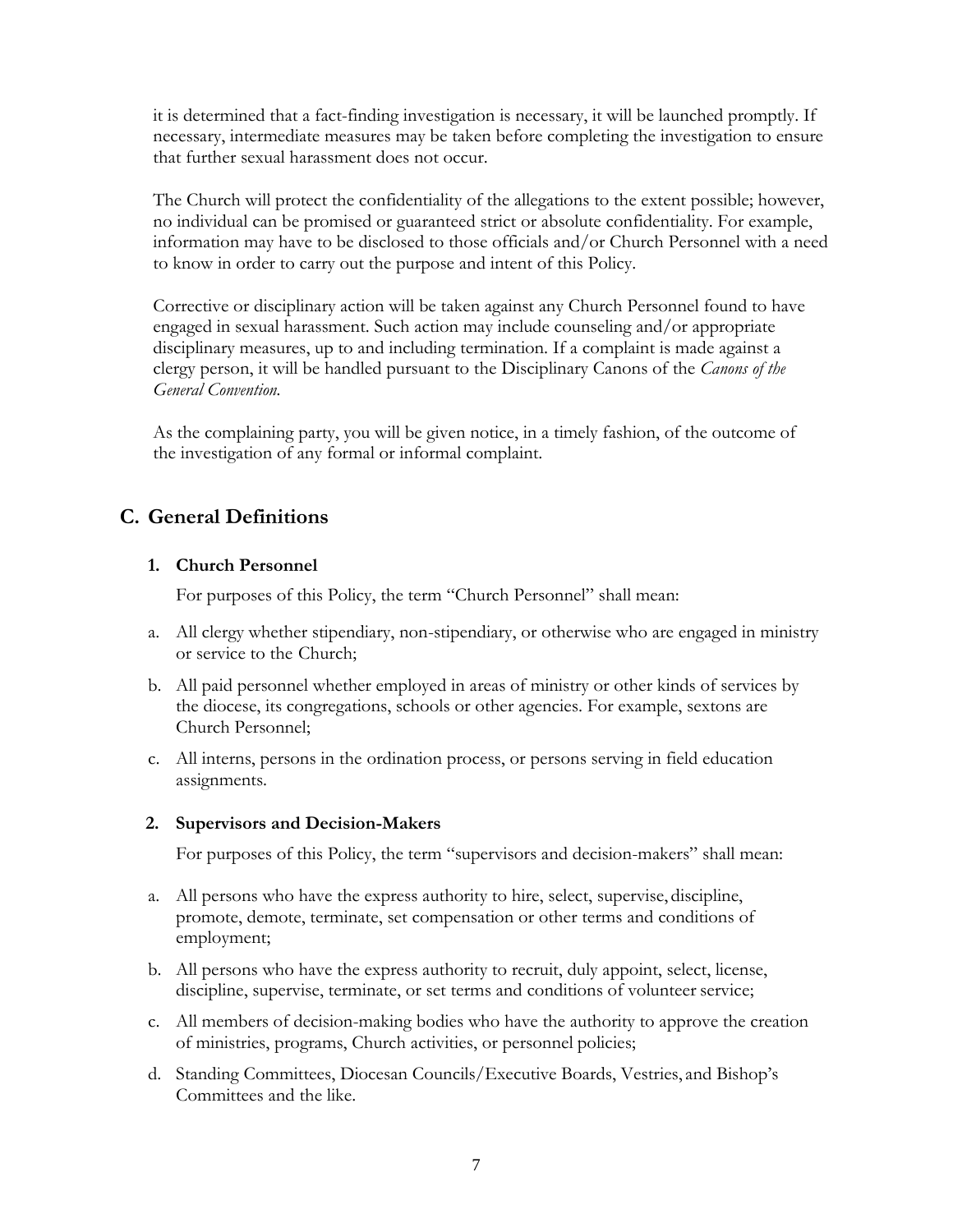it is determined that a fact-finding investigation is necessary, it will be launched promptly. If necessary, intermediate measures may be taken before completing the investigation to ensure that further sexual harassment does not occur.

The Church will protect the confidentiality of the allegations to the extent possible; however, no individual can be promised or guaranteed strict or absolute confidentiality. For example, information may have to be disclosed to those officials and/or Church Personnel with a need to know in order to carry out the purpose and intent of this Policy.

Corrective or disciplinary action will be taken against any Church Personnel found to have engaged in sexual harassment. Such action may include counseling and/or appropriate disciplinary measures, up to and including termination. If a complaint is made against a clergy person, it will be handled pursuant to the Disciplinary Canons of the *Canons of the General Convention.*

As the complaining party, you will be given notice, in a timely fashion, of the outcome of the investigation of any formal or informal complaint.

## C. General Definitions

### 1. Church Personnel

For purposes of this Policy, the term "Church Personnel" shall mean:

a. All clergy whether stipendiary, non-stipendiary, or otherwise who are engaged in ministry or service to the Church;

b. All paid personnel whether employed in areas of ministry or other kinds of services by the diocese, its congregations, schools or other agencies. For example, sextons are Church Personnel;

c. All interns, persons in the ordination process, or persons serving in field education assignments.

### 2. Supervisors and Decision-Makers

For purposes of this Policy, the term "supervisors and decision-makers" shall mean:

a. All persons who have the express authority to hire, select, supervise, discipline, promote, demote, terminate, set compensation or other terms and conditions of employment;

b. All persons who have the express authority to recruit, duly appoint, select, license, discipline, supervise, terminate, or set terms and conditions of volunteer service;

c. All members of decision-making bodies who have the authority to approve the creation of ministries, programs, Church activities, or personnel policies;

d. Standing Committees, Diocesan Councils/Executive Boards, Vestries, and Bishop's Committees and the like.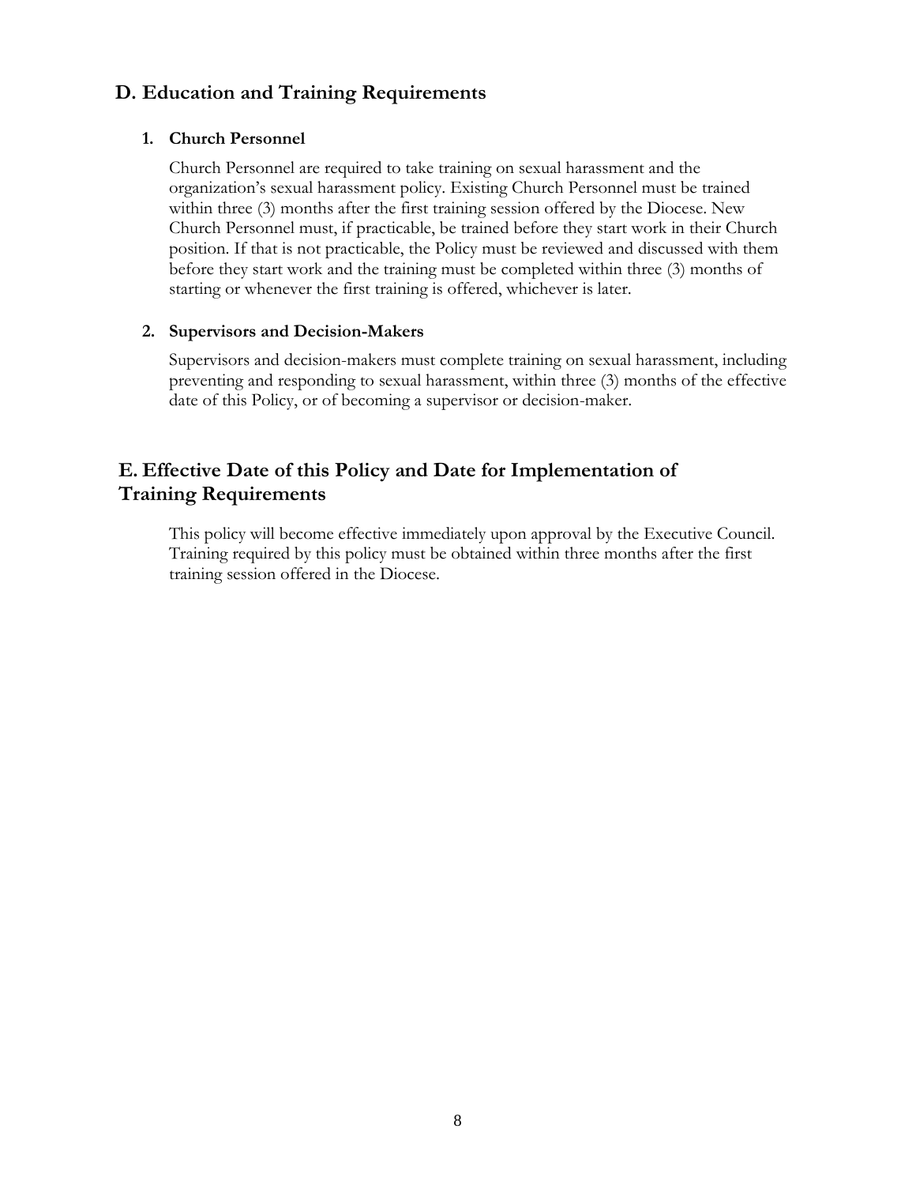## D. Education and Training Requirements

### 1. Church Personnel

Church Personnel are required to take training on sexual harassment and the organization's sexual harassment policy. Existing Church Personnel must be trained within three (3) months after the first training session offered by the Diocese. New Church Personnel must, if practicable, be trained before they start work in their Church position. If that is not practicable, the Policy must be reviewed and discussed with them before they start work and the training must be completed within three (3) months of starting or whenever the first training is offered, whichever is later.

### 2. Supervisors and Decision-Makers

Supervisors and decision-makers must complete training on sexual harassment, including preventing and responding to sexual harassment, within three (3) months of the effective date of this Policy, or of becoming a supervisor or decision-maker.

## E. Effective Date of this Policy and Date for Implementation of Training Requirements

This policy will become effective immediately upon approval by the Executive Council. Training required by this policy must be obtained within three months after the first training session offered in the Diocese.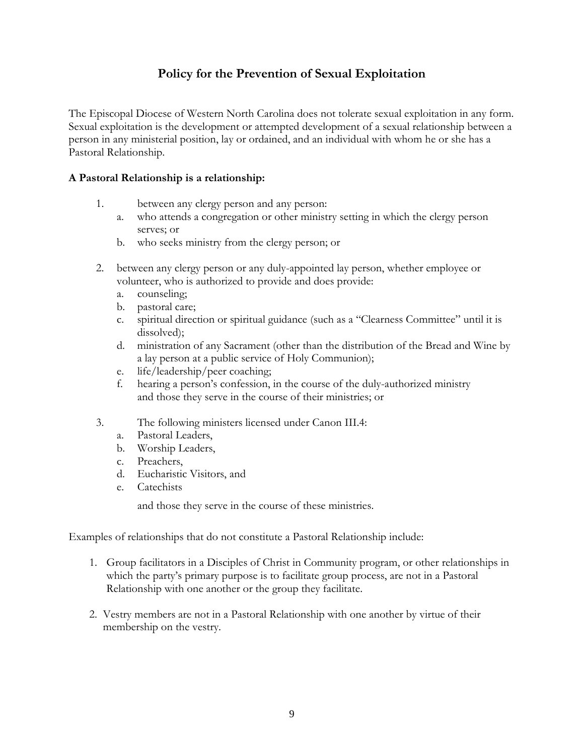## Policy for the Prevention of Sexual Exploitation

The Episcopal Diocese of Western North Carolina does not tolerate sexual exploitation in any form. Sexual exploitation is the development or attempted development of a sexual relationship between a person in any ministerial position, lay or ordained, and an individual with whom he or she has a Pastoral Relationship.

**A Pastoral Relationship is a relationship:**

1. between any clergy person and any person:
   a. who attends a congregation or other ministry setting in which the clergy person serves; or
   b. who seeks ministry from the clergy person; or

2. between any clergy person or any duly-appointed lay person, whether employee or volunteer, who is authorized to provide and does provide:
   a. counseling;
   b. pastoral care;
   c. spiritual direction or spiritual guidance (such as a "Clearness Committee" until it is dissolved);
   d. ministration of any Sacrament (other than the distribution of the Bread and Wine by a lay person at a public service of Holy Communion);
   e. life/leadership/peer coaching;
   f. hearing a person's confession, in the course of the duly-authorized ministry and those they serve in the course of their ministries; or

3. The following ministers licensed under Canon III.4:
   a. Pastoral Leaders,
   b. Worship Leaders,
   c. Preachers,
   d. Eucharistic Visitors, and
   e. Catechists

   and those they serve in the course of these ministries.

Examples of relationships that do not constitute a Pastoral Relationship include:

1. Group facilitators in a Disciples of Christ in Community program, or other relationships in which the party's primary purpose is to facilitate group process, are not in a Pastoral Relationship with one another or the group they facilitate.

2. Vestry members are not in a Pastoral Relationship with one another by virtue of their membership on the vestry.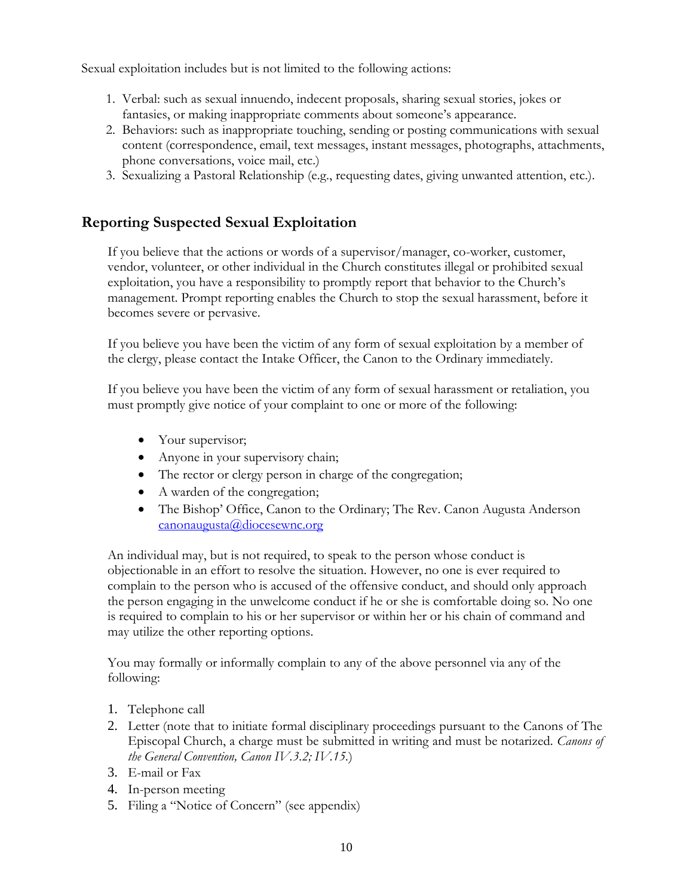Sexual exploitation includes but is not limited to the following actions:

1. Verbal: such as sexual innuendo, indecent proposals, sharing sexual stories, jokes or fantasies, or making inappropriate comments about someone's appearance.
2. Behaviors: such as inappropriate touching, sending or posting communications with sexual content (correspondence, email, text messages, instant messages, photographs, attachments, phone conversations, voice mail, etc.)
3. Sexualizing a Pastoral Relationship (e.g., requesting dates, giving unwanted attention, etc.).

## Reporting Suspected Sexual Exploitation

If you believe that the actions or words of a supervisor/manager, co-worker, customer, vendor, volunteer, or other individual in the Church constitutes illegal or prohibited sexual exploitation, you have a responsibility to promptly report that behavior to the Church's management. Prompt reporting enables the Church to stop the sexual harassment, before it becomes severe or pervasive.

If you believe you have been the victim of any form of sexual exploitation by a member of the clergy, please contact the Intake Officer, the Canon to the Ordinary immediately.

If you believe you have been the victim of any form of sexual harassment or retaliation, you must promptly give notice of your complaint to one or more of the following:

- Your supervisor;
- Anyone in your supervisory chain;
- The rector or clergy person in charge of the congregation;
- A warden of the congregation;
- The Bishop' Office, Canon to the Ordinary; The Rev. Canon Augusta Anderson canonaugusta@diocesewnc.org

An individual may, but is not required, to speak to the person whose conduct is objectionable in an effort to resolve the situation. However, no one is ever required to complain to the person who is accused of the offensive conduct, and should only approach the person engaging in the unwelcome conduct if he or she is comfortable doing so. No one is required to complain to his or her supervisor or within her or his chain of command and may utilize the other reporting options.

You may formally or informally complain to any of the above personnel via any of the following:

1. Telephone call
2. Letter (note that to initiate formal disciplinary proceedings pursuant to the Canons of The Episcopal Church, a charge must be submitted in writing and must be notarized. *Canons of the General Convention, Canon IV.3.2; IV.15.*)
3. E-mail or Fax
4. In-person meeting
5. Filing a "Notice of Concern" (see appendix)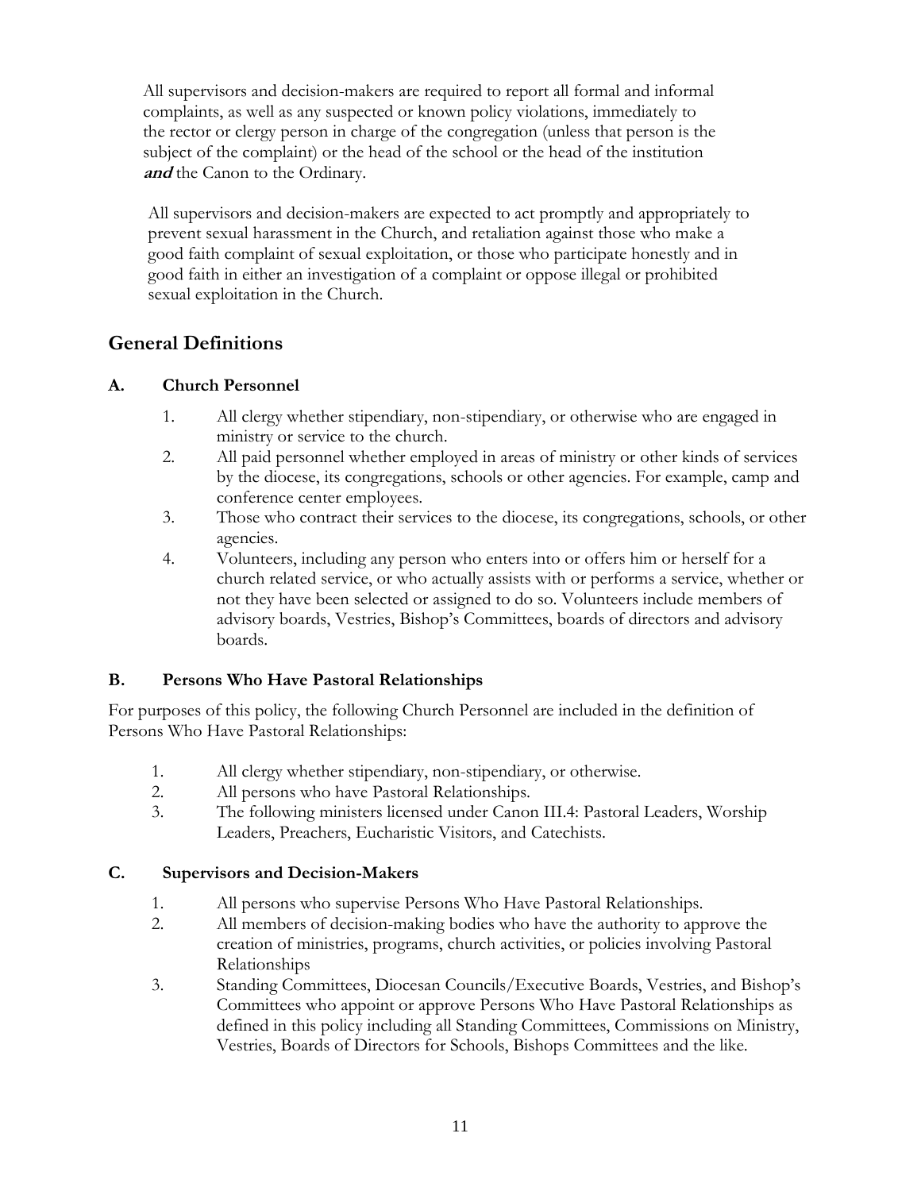All supervisors and decision-makers are required to report all formal and informal complaints, as well as any suspected or known policy violations, immediately to the rector or clergy person in charge of the congregation (unless that person is the subject of the complaint) or the head of the school or the head of the institution ***and*** the Canon to the Ordinary.

All supervisors and decision-makers are expected to act promptly and appropriately to prevent sexual harassment in the Church, and retaliation against those who make a good faith complaint of sexual exploitation, or those who participate honestly and in good faith in either an investigation of a complaint or oppose illegal or prohibited sexual exploitation in the Church.

## General Definitions

### A. Church Personnel

1. All clergy whether stipendiary, non-stipendiary, or otherwise who are engaged in ministry or service to the church.
2. All paid personnel whether employed in areas of ministry or other kinds of services by the diocese, its congregations, schools or other agencies. For example, camp and conference center employees.
3. Those who contract their services to the diocese, its congregations, schools, or other agencies.
4. Volunteers, including any person who enters into or offers him or herself for a church related service, or who actually assists with or performs a service, whether or not they have been selected or assigned to do so. Volunteers include members of advisory boards, Vestries, Bishop's Committees, boards of directors and advisory boards.

### B. Persons Who Have Pastoral Relationships

For purposes of this policy, the following Church Personnel are included in the definition of Persons Who Have Pastoral Relationships:

1. All clergy whether stipendiary, non-stipendiary, or otherwise.
2. All persons who have Pastoral Relationships.
3. The following ministers licensed under Canon III.4: Pastoral Leaders, Worship Leaders, Preachers, Eucharistic Visitors, and Catechists.

### C. Supervisors and Decision-Makers

1. All persons who supervise Persons Who Have Pastoral Relationships.
2. All members of decision-making bodies who have the authority to approve the creation of ministries, programs, church activities, or policies involving Pastoral Relationships
3. Standing Committees, Diocesan Councils/Executive Boards, Vestries, and Bishop's Committees who appoint or approve Persons Who Have Pastoral Relationships as defined in this policy including all Standing Committees, Commissions on Ministry, Vestries, Boards of Directors for Schools, Bishops Committees and the like.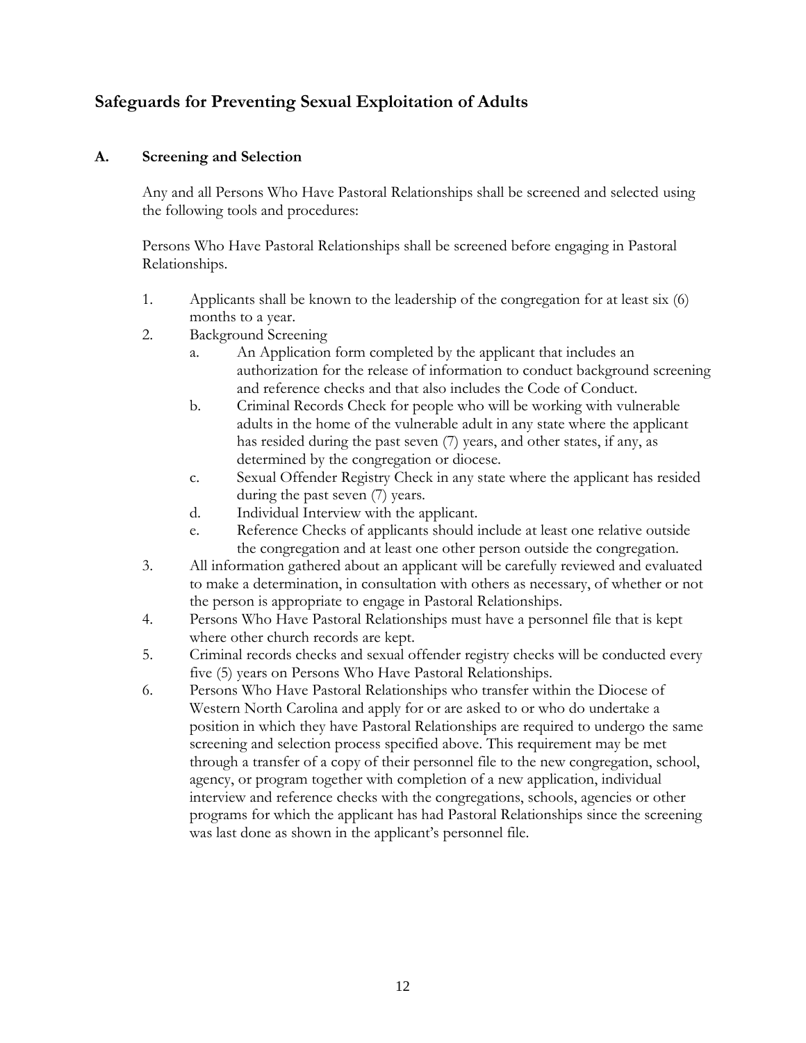## Safeguards for Preventing Sexual Exploitation of Adults

### A. Screening and Selection

Any and all Persons Who Have Pastoral Relationships shall be screened and selected using the following tools and procedures:

Persons Who Have Pastoral Relationships shall be screened before engaging in Pastoral Relationships.

1. Applicants shall be known to the leadership of the congregation for at least six (6) months to a year.
2. Background Screening
   a. An Application form completed by the applicant that includes an authorization for the release of information to conduct background screening and reference checks and that also includes the Code of Conduct.
   b. Criminal Records Check for people who will be working with vulnerable adults in the home of the vulnerable adult in any state where the applicant has resided during the past seven (7) years, and other states, if any, as determined by the congregation or diocese.
   c. Sexual Offender Registry Check in any state where the applicant has resided during the past seven (7) years.
   d. Individual Interview with the applicant.
   e. Reference Checks of applicants should include at least one relative outside the congregation and at least one other person outside the congregation.
3. All information gathered about an applicant will be carefully reviewed and evaluated to make a determination, in consultation with others as necessary, of whether or not the person is appropriate to engage in Pastoral Relationships.
4. Persons Who Have Pastoral Relationships must have a personnel file that is kept where other church records are kept.
5. Criminal records checks and sexual offender registry checks will be conducted every five (5) years on Persons Who Have Pastoral Relationships.
6. Persons Who Have Pastoral Relationships who transfer within the Diocese of Western North Carolina and apply for or are asked to or who do undertake a position in which they have Pastoral Relationships are required to undergo the same screening and selection process specified above. This requirement may be met through a transfer of a copy of their personnel file to the new congregation, school, agency, or program together with completion of a new application, individual interview and reference checks with the congregations, schools, agencies or other programs for which the applicant has had Pastoral Relationships since the screening was last done as shown in the applicant's personnel file.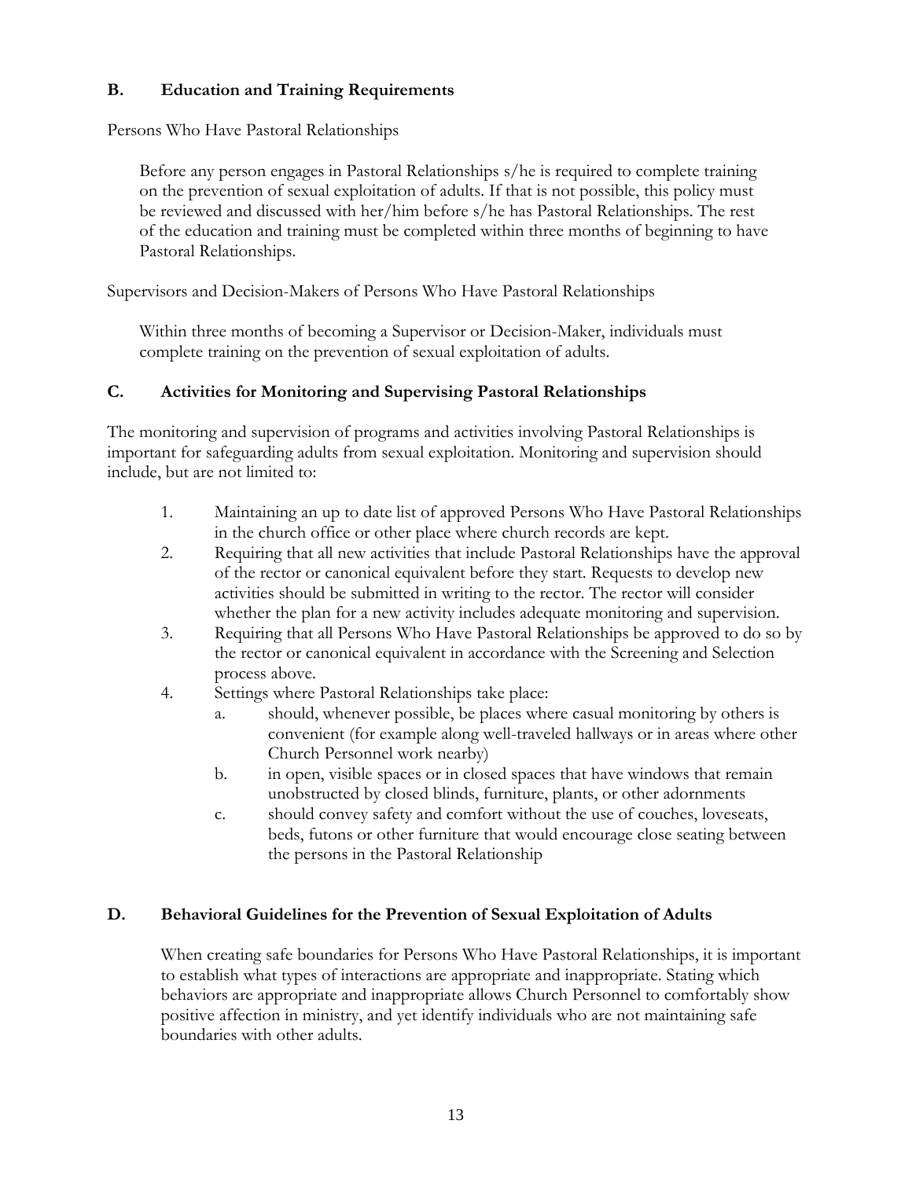## B. Education and Training Requirements

Persons Who Have Pastoral Relationships

> Before any person engages in Pastoral Relationships s/he is required to complete training on the prevention of sexual exploitation of adults. If that is not possible, this policy must be reviewed and discussed with her/him before s/he has Pastoral Relationships. The rest of the education and training must be completed within three months of beginning to have Pastoral Relationships.

Supervisors and Decision-Makers of Persons Who Have Pastoral Relationships

> Within three months of becoming a Supervisor or Decision-Maker, individuals must complete training on the prevention of sexual exploitation of adults.

## C. Activities for Monitoring and Supervising Pastoral Relationships

The monitoring and supervision of programs and activities involving Pastoral Relationships is important for safeguarding adults from sexual exploitation. Monitoring and supervision should include, but are not limited to:

1. Maintaining an up to date list of approved Persons Who Have Pastoral Relationships in the church office or other place where church records are kept.
2. Requiring that all new activities that include Pastoral Relationships have the approval of the rector or canonical equivalent before they start. Requests to develop new activities should be submitted in writing to the rector. The rector will consider whether the plan for a new activity includes adequate monitoring and supervision.
3. Requiring that all Persons Who Have Pastoral Relationships be approved to do so by the rector or canonical equivalent in accordance with the Screening and Selection process above.
4. Settings where Pastoral Relationships take place:
   a. should, whenever possible, be places where casual monitoring by others is convenient (for example along well-traveled hallways or in areas where other Church Personnel work nearby)
   b. in open, visible spaces or in closed spaces that have windows that remain unobstructed by closed blinds, furniture, plants, or other adornments
   c. should convey safety and comfort without the use of couches, loveseats, beds, futons or other furniture that would encourage close seating between the persons in the Pastoral Relationship

## D. Behavioral Guidelines for the Prevention of Sexual Exploitation of Adults

When creating safe boundaries for Persons Who Have Pastoral Relationships, it is important to establish what types of interactions are appropriate and inappropriate. Stating which behaviors are appropriate and inappropriate allows Church Personnel to comfortably show positive affection in ministry, and yet identify individuals who are not maintaining safe boundaries with other adults.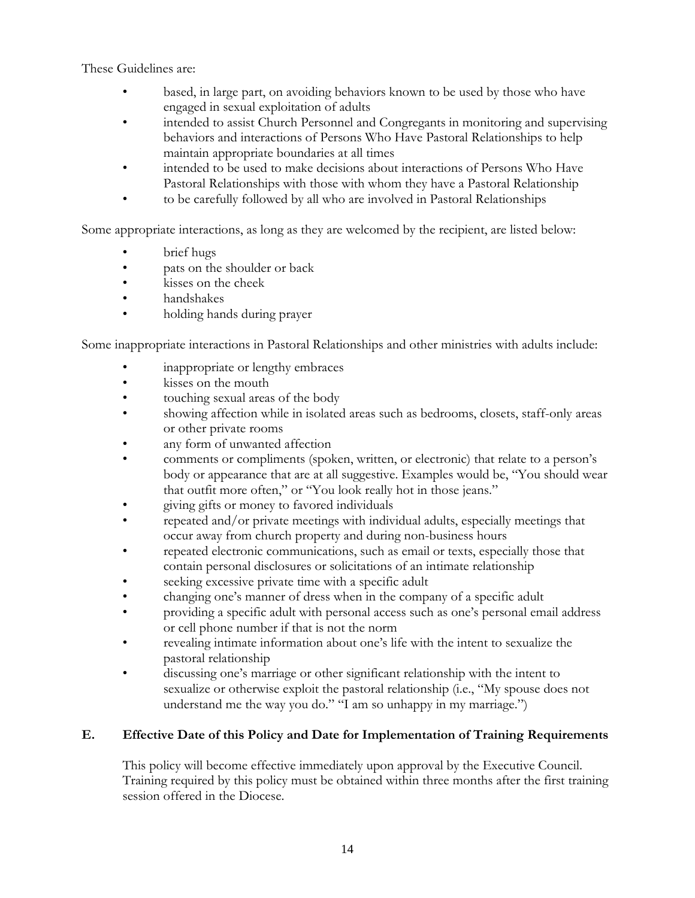These Guidelines are:

- based, in large part, on avoiding behaviors known to be used by those who have engaged in sexual exploitation of adults
- intended to assist Church Personnel and Congregants in monitoring and supervising behaviors and interactions of Persons Who Have Pastoral Relationships to help maintain appropriate boundaries at all times
- intended to be used to make decisions about interactions of Persons Who Have Pastoral Relationships with those with whom they have a Pastoral Relationship
- to be carefully followed by all who are involved in Pastoral Relationships

Some appropriate interactions, as long as they are welcomed by the recipient, are listed below:

- brief hugs
- pats on the shoulder or back
- kisses on the cheek
- handshakes
- holding hands during prayer

Some inappropriate interactions in Pastoral Relationships and other ministries with adults include:

- inappropriate or lengthy embraces
- kisses on the mouth
- touching sexual areas of the body
- showing affection while in isolated areas such as bedrooms, closets, staff-only areas or other private rooms
- any form of unwanted affection
- comments or compliments (spoken, written, or electronic) that relate to a person's body or appearance that are at all suggestive. Examples would be, "You should wear that outfit more often," or "You look really hot in those jeans."
- giving gifts or money to favored individuals
- repeated and/or private meetings with individual adults, especially meetings that occur away from church property and during non-business hours
- repeated electronic communications, such as email or texts, especially those that contain personal disclosures or solicitations of an intimate relationship
- seeking excessive private time with a specific adult
- changing one's manner of dress when in the company of a specific adult
- providing a specific adult with personal access such as one's personal email address or cell phone number if that is not the norm
- revealing intimate information about one's life with the intent to sexualize the pastoral relationship
- discussing one's marriage or other significant relationship with the intent to sexualize or otherwise exploit the pastoral relationship (i.e., "My spouse does not understand me the way you do." "I am so unhappy in my marriage.")

## E. Effective Date of this Policy and Date for Implementation of Training Requirements

This policy will become effective immediately upon approval by the Executive Council. Training required by this policy must be obtained within three months after the first training session offered in the Diocese.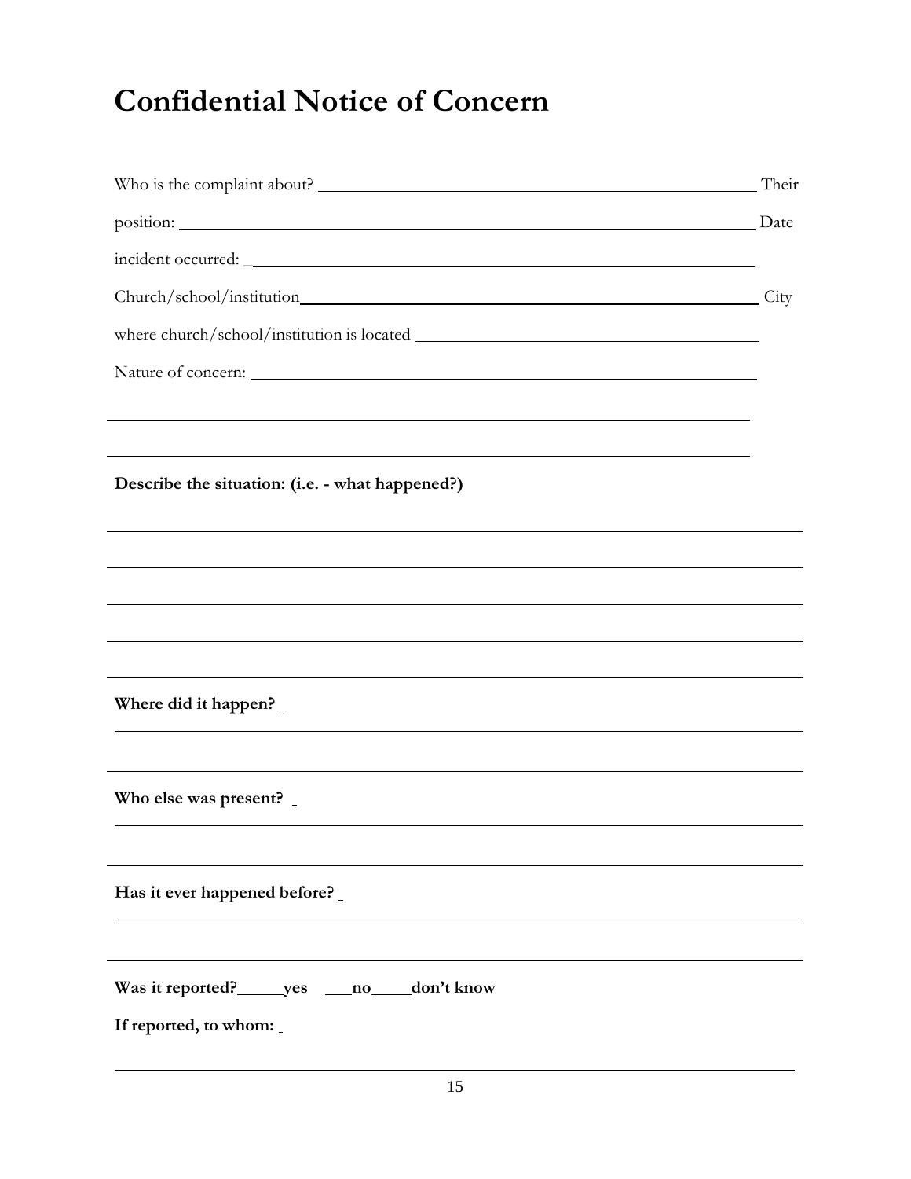# Confidential Notice of Concern

Who is the complaint about? ______________________________ Their position: ______________________________ Date incident occurred: ______________________________

Church/school/institution______________________________ City where church/school/institution is located ______________________________

Nature of concern: ______________________________

______________________________

______________________________

**Describe the situation: (i.e. - what happened?)**

______________________________

______________________________

______________________________

______________________________

______________________________

**Where did it happen?** ______________________________

______________________________

**Who else was present?** ______________________________

______________________________

**Has it ever happened before?** ______________________________

______________________________

**Was it reported?_____yes ___no____don't know**

**If reported, to whom:** ______________________________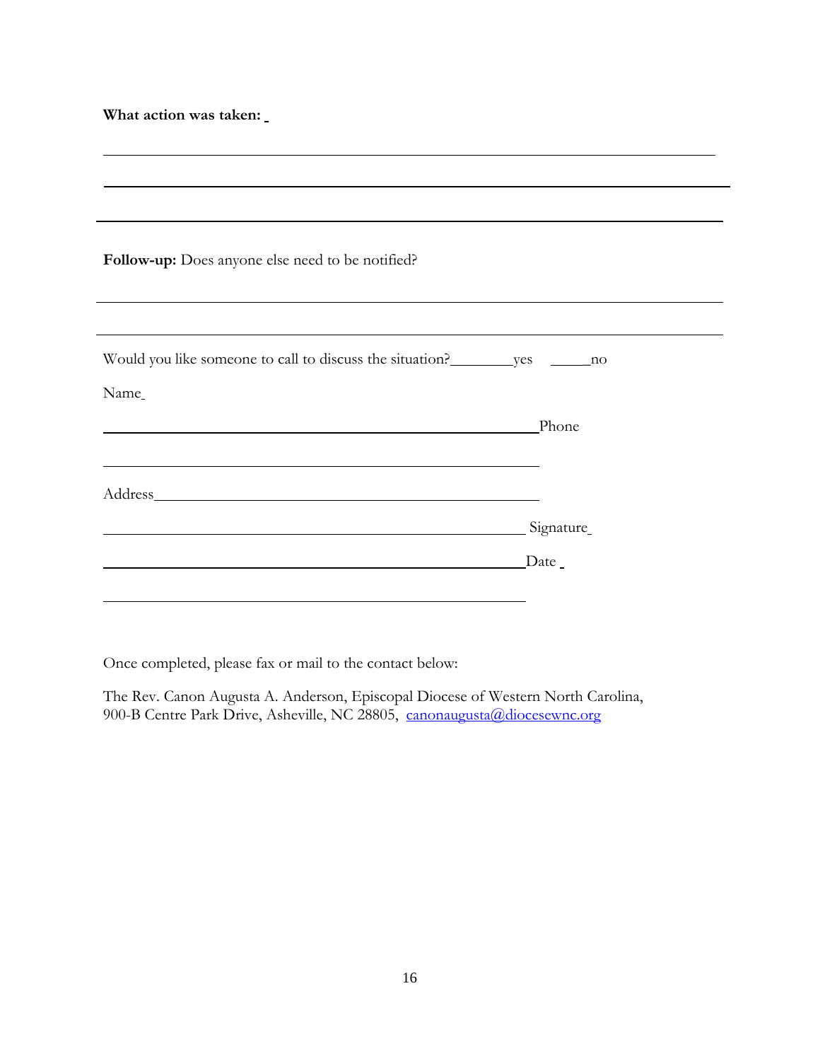**What action was taken:** \_

\_\_\_\_\_\_\_\_\_\_\_\_\_\_\_\_\_\_\_\_\_\_\_\_\_\_\_\_\_\_\_\_\_\_\_\_\_\_\_\_\_\_\_\_\_\_\_\_\_\_\_\_\_\_\_\_\_\_\_\_\_\_\_\_\_\_\_\_\_\_

\_\_\_\_\_\_\_\_\_\_\_\_\_\_\_\_\_\_\_\_\_\_\_\_\_\_\_\_\_\_\_\_\_\_\_\_\_\_\_\_\_\_\_\_\_\_\_\_\_\_\_\_\_\_\_\_\_\_\_\_\_\_\_\_\_\_\_\_\_\_

\_\_\_\_\_\_\_\_\_\_\_\_\_\_\_\_\_\_\_\_\_\_\_\_\_\_\_\_\_\_\_\_\_\_\_\_\_\_\_\_\_\_\_\_\_\_\_\_\_\_\_\_\_\_\_\_\_\_\_\_\_\_\_\_\_\_\_\_\_\_

**Follow-up:** Does anyone else need to be notified?

\_\_\_\_\_\_\_\_\_\_\_\_\_\_\_\_\_\_\_\_\_\_\_\_\_\_\_\_\_\_\_\_\_\_\_\_\_\_\_\_\_\_\_\_\_\_\_\_\_\_\_\_\_\_\_\_\_\_\_\_\_\_\_\_\_\_\_\_\_\_

\_\_\_\_\_\_\_\_\_\_\_\_\_\_\_\_\_\_\_\_\_\_\_\_\_\_\_\_\_\_\_\_\_\_\_\_\_\_\_\_\_\_\_\_\_\_\_\_\_\_\_\_\_\_\_\_\_\_\_\_\_\_\_\_\_\_\_\_\_\_

Would you like someone to call to discuss the situation?\_\_\_\_\_\_\_\_yes \_\_\_\_\_no

Name\_

\_\_\_\_\_\_\_\_\_\_\_\_\_\_\_\_\_\_\_\_\_\_\_\_\_\_\_\_\_\_\_\_\_\_\_\_\_\_\_\_\_\_\_\_\_\_\_\_\_\_Phone

\_\_\_\_\_\_\_\_\_\_\_\_\_\_\_\_\_\_\_\_\_\_\_\_\_\_\_\_\_\_\_\_\_\_\_\_\_\_\_\_\_\_\_\_\_\_\_\_\_\_

Address\_\_\_\_\_\_\_\_\_\_\_\_\_\_\_\_\_\_\_\_\_\_\_\_\_\_\_\_\_\_\_\_\_\_\_\_\_\_\_\_\_\_\_\_

\_\_\_\_\_\_\_\_\_\_\_\_\_\_\_\_\_\_\_\_\_\_\_\_\_\_\_\_\_\_\_\_\_\_\_\_\_\_\_\_\_\_\_\_\_\_\_\_\_\_ Signature\_

\_\_\_\_\_\_\_\_\_\_\_\_\_\_\_\_\_\_\_\_\_\_\_\_\_\_\_\_\_\_\_\_\_\_\_\_\_\_\_\_\_\_\_\_\_\_\_\_\_\_Date \_

\_\_\_\_\_\_\_\_\_\_\_\_\_\_\_\_\_\_\_\_\_\_\_\_\_\_\_\_\_\_\_\_\_\_\_\_\_\_\_\_\_\_\_\_\_\_\_\_\_\_

Once completed, please fax or mail to the contact below:

The Rev. Canon Augusta A. Anderson, Episcopal Diocese of Western North Carolina, 900-B Centre Park Drive, Asheville, NC 28805, canonaugusta@diocesewnc.org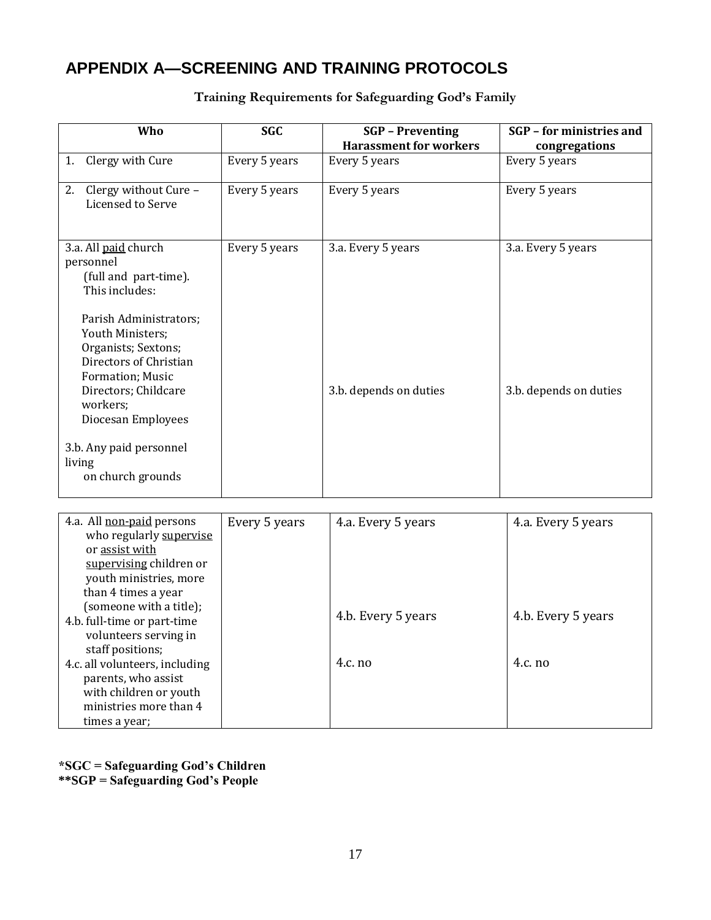## APPENDIX A—SCREENING AND TRAINING PROTOCOLS

**Training Requirements for Safeguarding God's Family**

| Who | SGC | SGP – Preventing Harassment for workers | SGP – for ministries and congregations |
|---|---|---|---|
| 1. Clergy with Cure | Every 5 years | Every 5 years | Every 5 years |
| 2. Clergy without Cure – Licensed to Serve | Every 5 years | Every 5 years | Every 5 years |
| 3.a. All paid church personnel (full and part-time). This includes: Parish Administrators; Youth Ministers; Organists; Sextons; Directors of Christian Formation; Music Directors; Childcare workers; Diocesan Employees<br>3.b. Any paid personnel living on church grounds | Every 5 years | 3.a. Every 5 years<br>3.b. depends on duties | 3.a. Every 5 years<br>3.b. depends on duties |
| 4.a. All non-paid persons who regularly supervise or assist with supervising children or youth ministries, more than 4 times a year (someone with a title);<br>4.b. full-time or part-time volunteers serving in staff positions;<br>4.c. all volunteers, including parents, who assist with children or youth ministries more than 4 times a year; | Every 5 years | 4.a. Every 5 years<br>4.b. Every 5 years<br>4.c. no | 4.a. Every 5 years<br>4.b. Every 5 years<br>4.c. no |

**\*SGC = Safeguarding God's Children**
**\*\*SGP = Safeguarding God's People**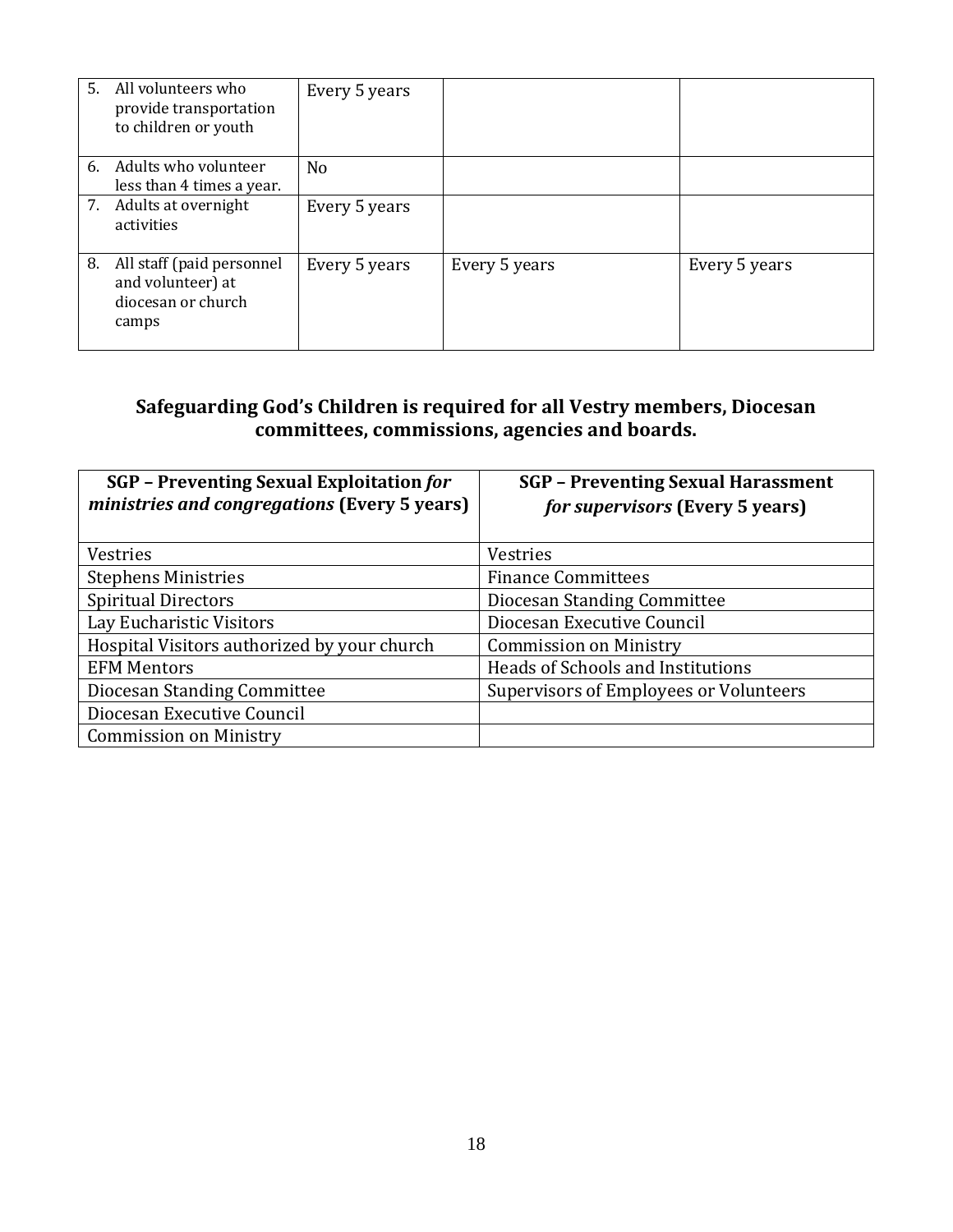| | | | |
|---|---|---|---|
| 5. All volunteers who provide transportation to children or youth | Every 5 years | | |
| 6. Adults who volunteer less than 4 times a year. | No | | |
| 7. Adults at overnight activities | Every 5 years | | |
| 8. All staff (paid personnel and volunteer) at diocesan or church camps | Every 5 years | Every 5 years | Every 5 years |

**Safeguarding God's Children is required for all Vestry members, Diocesan committees, commissions, agencies and boards.**

| **SGP – Preventing Sexual Exploitation *for ministries and congregations* (Every 5 years)** | **SGP – Preventing Sexual Harassment *for supervisors* (Every 5 years)** |
|---|---|
| Vestries | Vestries |
| Stephens Ministries | Finance Committees |
| Spiritual Directors | Diocesan Standing Committee |
| Lay Eucharistic Visitors | Diocesan Executive Council |
| Hospital Visitors authorized by your church | Commission on Ministry |
| EFM Mentors | Heads of Schools and Institutions |
| Diocesan Standing Committee | Supervisors of Employees or Volunteers |
| Diocesan Executive Council | |
| Commission on Ministry | |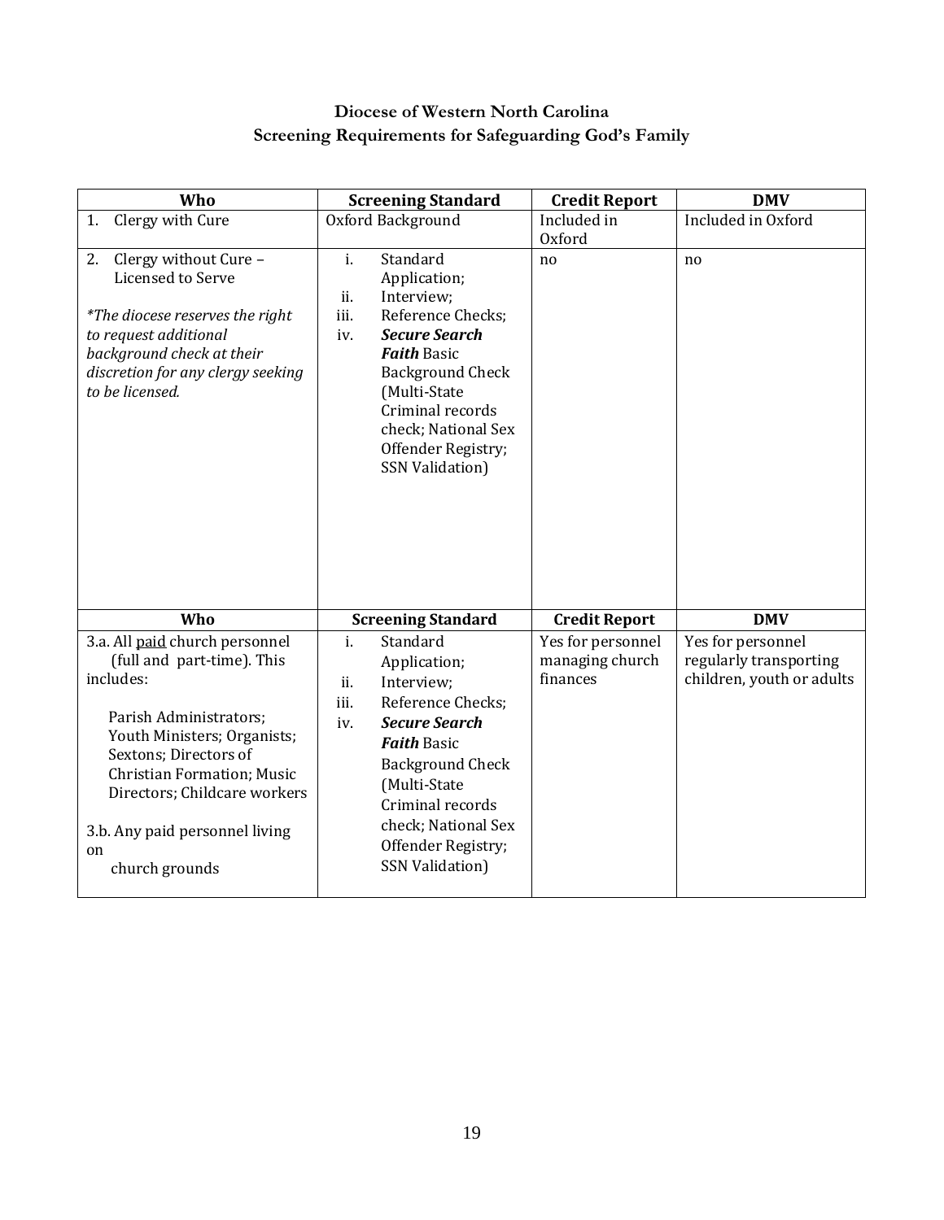# Diocese of Western North Carolina
## Screening Requirements for Safeguarding God's Family

| Who | Screening Standard | Credit Report | DMV |
|---|---|---|---|
| 1. Clergy with Cure | Oxford Background | Included in Oxford | Included in Oxford |
| 2. Clergy without Cure – Licensed to Serve<br><br>*\*The diocese reserves the right to request additional background check at their discretion for any clergy seeking to be licensed.* | i. Standard Application;<br>ii. Interview;<br>iii. Reference Checks;<br>iv. ***Secure Search Faith*** Basic Background Check (Multi-State Criminal records check; National Sex Offender Registry; SSN Validation) | no | no |
| **Who** | **Screening Standard** | **Credit Report** | **DMV** |
| 3.a. All <u>paid</u> church personnel (full and part-time). This includes:<br><br>Parish Administrators; Youth Ministers; Organists; Sextons; Directors of Christian Formation; Music Directors; Childcare workers<br><br>3.b. Any paid personnel living on church grounds | i. Standard Application;<br>ii. Interview;<br>iii. Reference Checks;<br>iv. ***Secure Search Faith*** Basic Background Check (Multi-State Criminal records check; National Sex Offender Registry; SSN Validation) | Yes for personnel managing church finances | Yes for personnel regularly transporting children, youth or adults |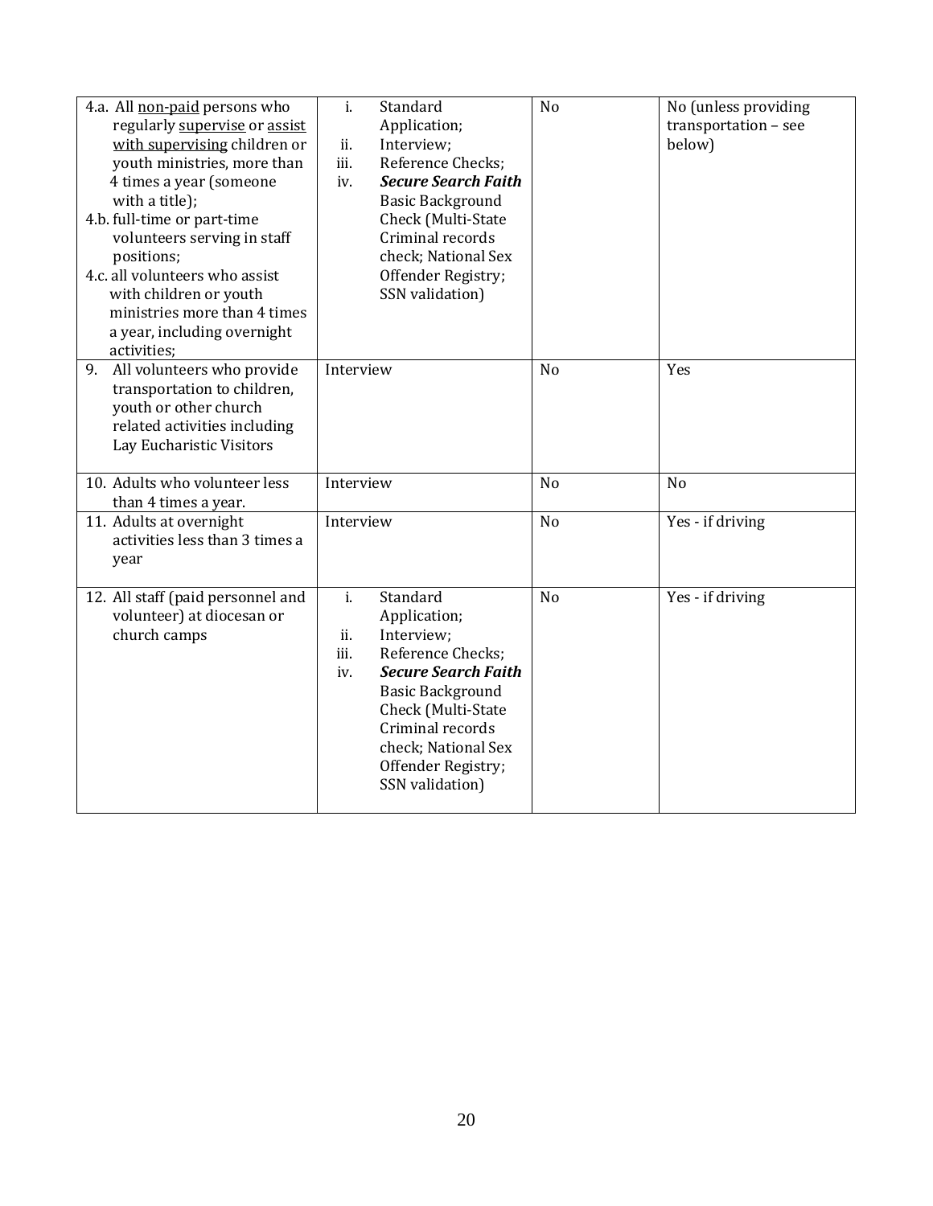| | | | |
|---|---|---|---|
| 4.a. All <u>non-paid</u> persons who regularly <u>supervise</u> or <u>assist with supervising</u> children or youth ministries, more than 4 times a year (someone with a title);<br>4.b. full-time or part-time volunteers serving in staff positions;<br>4.c. all volunteers who assist with children or youth ministries more than 4 times a year, including overnight activities; | i. Standard Application;<br>ii. Interview;<br>iii. Reference Checks;<br>iv. ***Secure Search Faith*** Basic Background Check (Multi-State Criminal records check; National Sex Offender Registry; SSN validation) | No | No (unless providing transportation – see below) |
| 9. All volunteers who provide transportation to children, youth or other church related activities including Lay Eucharistic Visitors | Interview | No | Yes |
| 10. Adults who volunteer less than 4 times a year. | Interview | No | No |
| 11. Adults at overnight activities less than 3 times a year | Interview | No | Yes - if driving |
| 12. All staff (paid personnel and volunteer) at diocesan or church camps | i. Standard Application;<br>ii. Interview;<br>iii. Reference Checks;<br>iv. ***Secure Search Faith*** Basic Background Check (Multi-State Criminal records check; National Sex Offender Registry; SSN validation) | No | Yes - if driving |